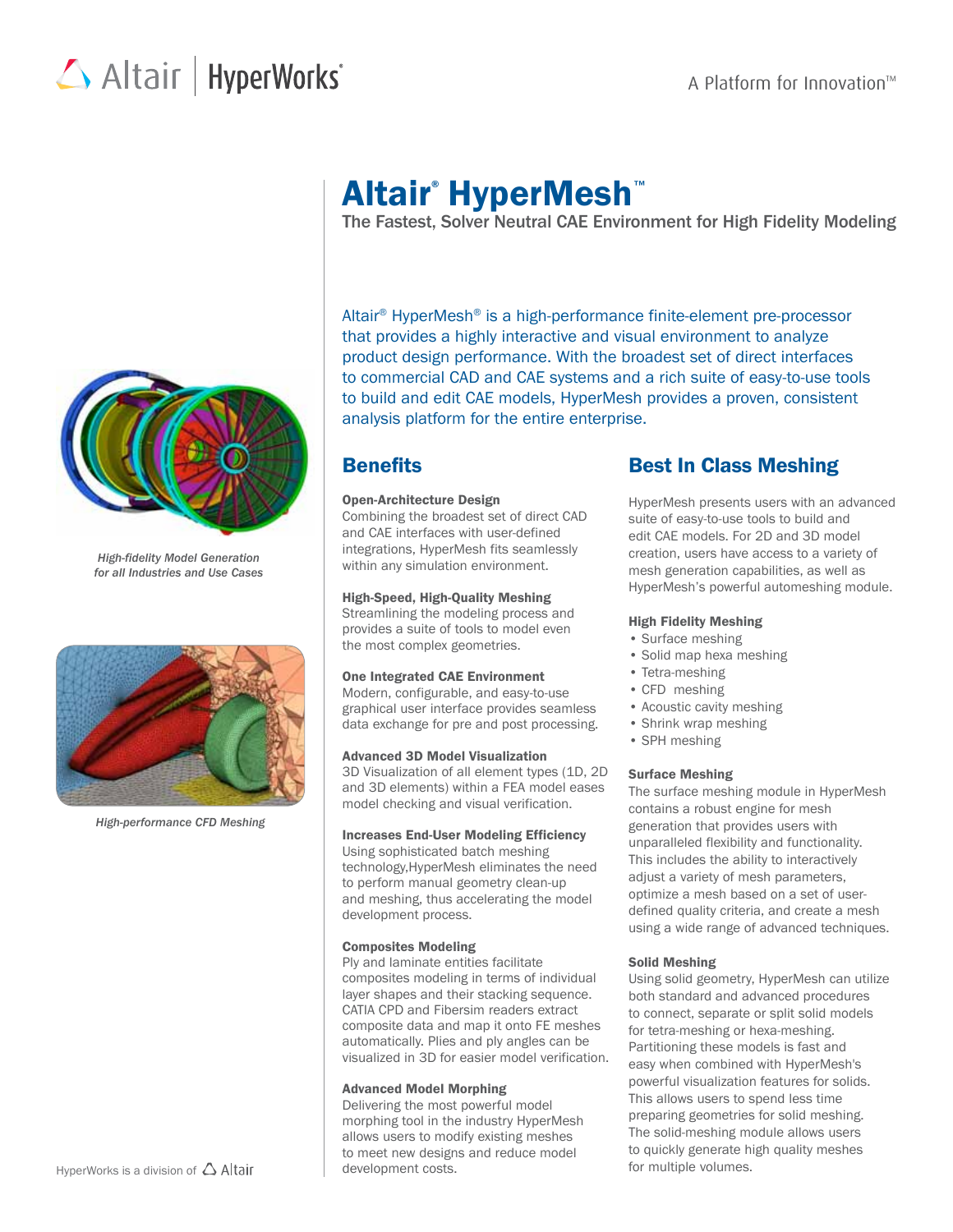Altair | HyperWorks

A Platform for Innovation™

# Altair® HyperMesh™

The Fastest, Solver Neutral CAE Environment for High Fidelity Modeling

Altair® HyperMesh® is a high-performance finite-element pre-processor that provides a highly interactive and visual environment to analyze product design performance. With the broadest set of direct interfaces to commercial CAD and CAE systems and a rich suite of easy-to-use tools to build and edit CAE models, HyperMesh provides a proven, consistent analysis platform for the entire enterprise.

*High-fidelity Model Generation for all Industries and Use Cases*

*High-performance CFD Meshing*

## Benefits

**Open-Architecture Design**
Combining the broadest set of direct CAD and CAE interfaces with user-defined integrations, HyperMesh fits seamlessly within any simulation environment.

**High-Speed, High-Quality Meshing**
Streamlining the modeling process and provides a suite of tools to model even the most complex geometries.

**One Integrated CAE Environment**
Modern, configurable, and easy-to-use graphical user interface provides seamless data exchange for pre and post processing.

**Advanced 3D Model Visualization**
3D Visualization of all element types (1D, 2D and 3D elements) within a FEA model eases model checking and visual verification.

**Increases End-User Modeling Efficiency**
Using sophisticated batch meshing technology,HyperMesh eliminates the need to perform manual geometry clean-up and meshing, thus accelerating the model development process.

**Composites Modeling**
Ply and laminate entities facilitate composites modeling in terms of individual layer shapes and their stacking sequence. CATIA CPD and Fibersim readers extract composite data and map it onto FE meshes automatically. Plies and ply angles can be visualized in 3D for easier model verification.

**Advanced Model Morphing**
Delivering the most powerful model morphing tool in the industry HyperMesh allows users to modify existing meshes to meet new designs and reduce model development costs.

## Best In Class Meshing

HyperMesh presents users with an advanced suite of easy-to-use tools to build and edit CAE models. For 2D and 3D model creation, users have access to a variety of mesh generation capabilities, as well as HyperMesh's powerful automeshing module.

**High Fidelity Meshing**

- Surface meshing
- Solid map hexa meshing
- Tetra-meshing
- CFD meshing
- Acoustic cavity meshing
- Shrink wrap meshing
- SPH meshing

**Surface Meshing**
The surface meshing module in HyperMesh contains a robust engine for mesh generation that provides users with unparalleled flexibility and functionality. This includes the ability to interactively adjust a variety of mesh parameters, optimize a mesh based on a set of user-defined quality criteria, and create a mesh using a wide range of advanced techniques.

**Solid Meshing**
Using solid geometry, HyperMesh can utilize both standard and advanced procedures to connect, separate or split solid models for tetra-meshing or hexa-meshing. Partitioning these models is fast and easy when combined with HyperMesh's powerful visualization features for solids. This allows users to spend less time preparing geometries for solid meshing. The solid-meshing module allows users to quickly generate high quality meshes for multiple volumes.

HyperWorks is a division of Altair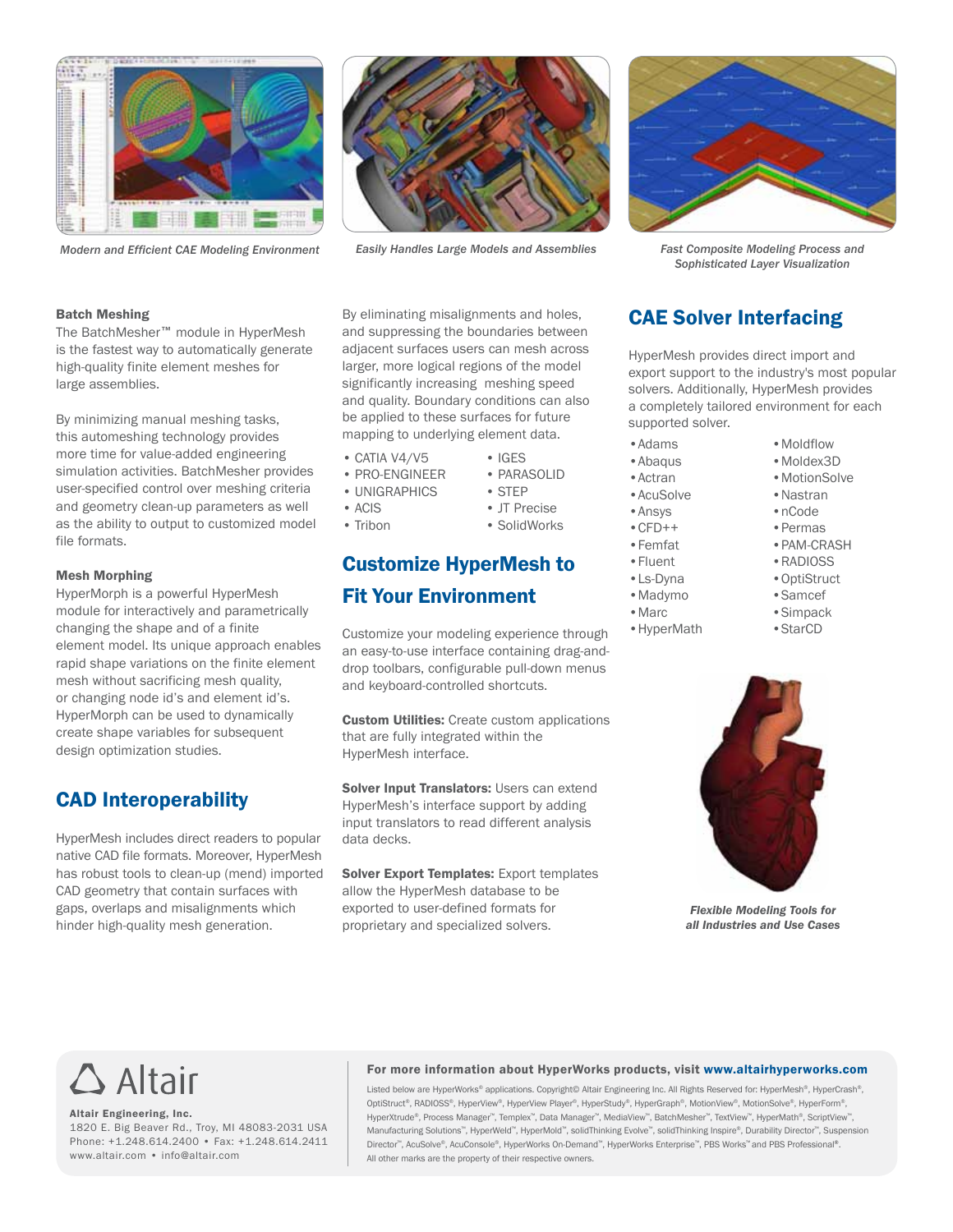*Modern and Efficient CAE Modeling Environment*

*Easily Handles Large Models and Assemblies*

*Fast Composite Modeling Process and Sophisticated Layer Visualization*

**Batch Meshing**

The BatchMesher™ module in HyperMesh is the fastest way to automatically generate high-quality finite element meshes for large assemblies.

By minimizing manual meshing tasks, this automeshing technology provides more time for value-added engineering simulation activities. BatchMesher provides user-specified control over meshing criteria and geometry clean-up parameters as well as the ability to output to customized model file formats.

**Mesh Morphing**

HyperMorph is a powerful HyperMesh module for interactively and parametrically changing the shape and of a finite element model. Its unique approach enables rapid shape variations on the finite element mesh without sacrificing mesh quality, or changing node id's and element id's. HyperMorph can be used to dynamically create shape variables for subsequent design optimization studies.

## CAD Interoperability

HyperMesh includes direct readers to popular native CAD file formats. Moreover, HyperMesh has robust tools to clean-up (mend) imported CAD geometry that contain surfaces with gaps, overlaps and misalignments which hinder high-quality mesh generation.

By eliminating misalignments and holes, and suppressing the boundaries between adjacent surfaces users can mesh across larger, more logical regions of the model significantly increasing meshing speed and quality. Boundary conditions can also be applied to these surfaces for future mapping to underlying element data.

- CATIA V4/V5
- PRO-ENGINEER
- UNIGRAPHICS
- ACIS
- Tribon
- IGES
- PARASOLID
- STEP
- JT Precise
- SolidWorks

## Customize HyperMesh to Fit Your Environment

Customize your modeling experience through an easy-to-use interface containing drag-and-drop toolbars, configurable pull-down menus and keyboard-controlled shortcuts.

**Custom Utilities:** Create custom applications that are fully integrated within the HyperMesh interface.

**Solver Input Translators:** Users can extend HyperMesh's interface support by adding input translators to read different analysis data decks.

**Solver Export Templates:** Export templates allow the HyperMesh database to be exported to user-defined formats for proprietary and specialized solvers.

## CAE Solver Interfacing

HyperMesh provides direct import and export support to the industry's most popular solvers. Additionally, HyperMesh provides a completely tailored environment for each supported solver.

- Adams
- Abaqus
- Actran
- AcuSolve
- Ansys
- CFD++
- Femfat
- Fluent
- Ls-Dyna
- Madymo
- Marc
- HyperMath
- Moldflow
- Moldex3D
- MotionSolve
- Nastran
- nCode
- Permas
- PAM-CRASH
- RADIOSS
- OptiStruct
- Samcef
- Simpack
- StarCD

***Flexible Modeling Tools for all Industries and Use Cases***

Altair

**Altair Engineering, Inc.**
1820 E. Big Beaver Rd., Troy, MI 48083-2031 USA
Phone: +1.248.614.2400 • Fax: +1.248.614.2411
www.altair.com • info@altair.com

**For more information about HyperWorks products, visit www.altairhyperworks.com**

Listed below are HyperWorks® applications. Copyright© Altair Engineering Inc. All Rights Reserved for: HyperMesh®, HyperCrash®, OptiStruct®, RADIOSS®, HyperView®, HyperView Player®, HyperStudy®, HyperGraph®, MotionView®, MotionSolve®, HyperForm®, HyperXtrude®, Process Manager™, Templex™, Data Manager™, MediaView™, BatchMesher™, TextView™, HyperMath®, ScriptView™, Manufacturing Solutions™, HyperWeld™, HyperMold™, solidThinking Evolve™, solidThinking Inspire®, Durability Director™, Suspension Director™, AcuSolve®, AcuConsole®, HyperWorks On-Demand™, HyperWorks Enterprise™, PBS Works™ and PBS Professional®. All other marks are the property of their respective owners.